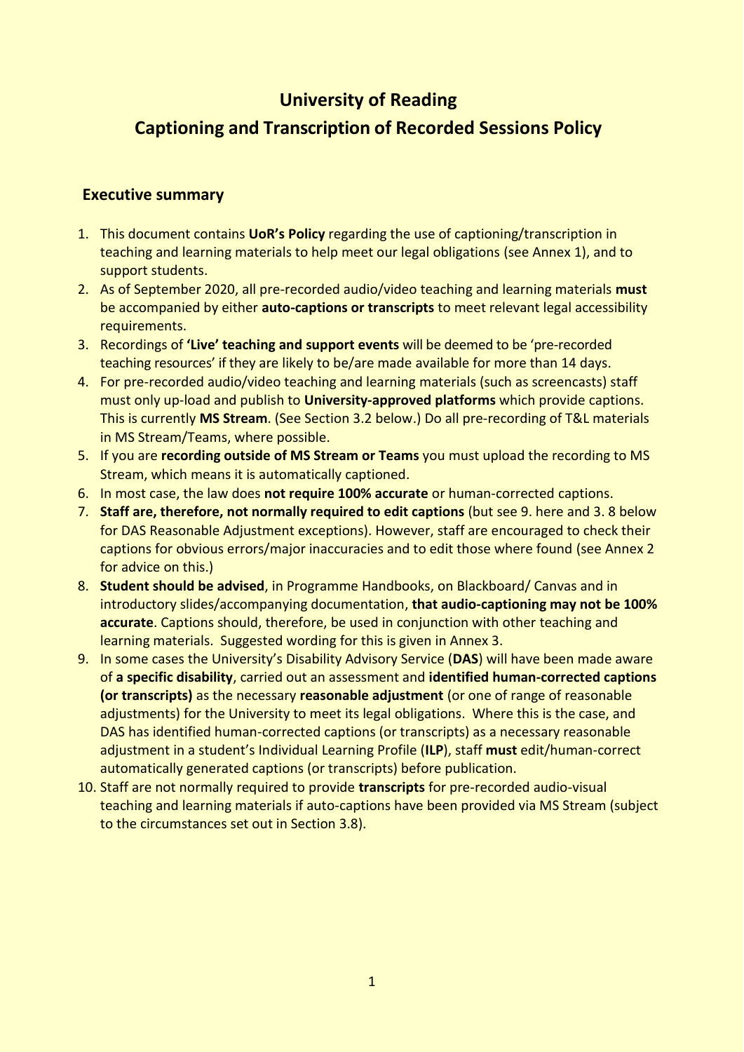# University of Reading

# Captioning and Transcription of Recorded Sessions Policy

## Executive summary

1. This document contains **UoR's Policy** regarding the use of captioning/transcription in teaching and learning materials to help meet our legal obligations (see Annex 1), and to support students.
2. As of September 2020, all pre-recorded audio/video teaching and learning materials **must** be accompanied by either **auto-captions or transcripts** to meet relevant legal accessibility requirements.
3. Recordings of **'Live' teaching and support events** will be deemed to be 'pre-recorded teaching resources' if they are likely to be/are made available for more than 14 days.
4. For pre-recorded audio/video teaching and learning materials (such as screencasts) staff must only up-load and publish to **University-approved platforms** which provide captions. This is currently **MS Stream**. (See Section 3.2 below.) Do all pre-recording of T&L materials in MS Stream/Teams, where possible.
5. If you are **recording outside of MS Stream or Teams** you must upload the recording to MS Stream, which means it is automatically captioned.
6. In most case, the law does **not require 100% accurate** or human-corrected captions.
7. **Staff are, therefore, not normally required to edit captions** (but see 9. here and 3. 8 below for DAS Reasonable Adjustment exceptions). However, staff are encouraged to check their captions for obvious errors/major inaccuracies and to edit those where found (see Annex 2 for advice on this.)
8. **Student should be advised**, in Programme Handbooks, on Blackboard/ Canvas and in introductory slides/accompanying documentation, **that audio-captioning may not be 100% accurate**. Captions should, therefore, be used in conjunction with other teaching and learning materials. Suggested wording for this is given in Annex 3.
9. In some cases the University's Disability Advisory Service (**DAS**) will have been made aware of **a specific disability**, carried out an assessment and **identified human-corrected captions (or transcripts)** as the necessary **reasonable adjustment** (or one of range of reasonable adjustments) for the University to meet its legal obligations. Where this is the case, and DAS has identified human-corrected captions (or transcripts) as a necessary reasonable adjustment in a student's Individual Learning Profile (**ILP**), staff **must** edit/human-correct automatically generated captions (or transcripts) before publication.
10. Staff are not normally required to provide **transcripts** for pre-recorded audio-visual teaching and learning materials if auto-captions have been provided via MS Stream (subject to the circumstances set out in Section 3.8).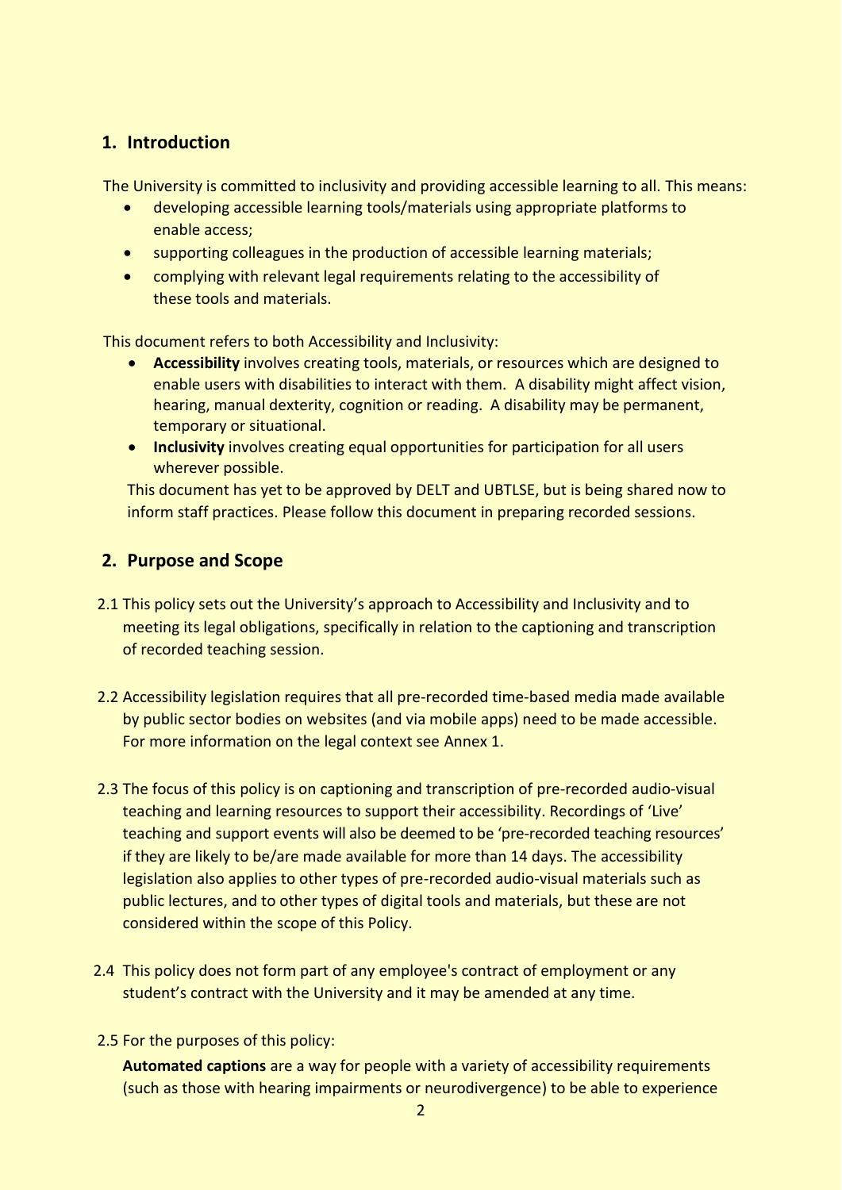## 1. Introduction

The University is committed to inclusivity and providing accessible learning to all. This means:

- developing accessible learning tools/materials using appropriate platforms to enable access;
- supporting colleagues in the production of accessible learning materials;
- complying with relevant legal requirements relating to the accessibility of these tools and materials.

This document refers to both Accessibility and Inclusivity:

- **Accessibility** involves creating tools, materials, or resources which are designed to enable users with disabilities to interact with them. A disability might affect vision, hearing, manual dexterity, cognition or reading. A disability may be permanent, temporary or situational.
- **Inclusivity** involves creating equal opportunities for participation for all users wherever possible.

This document has yet to be approved by DELT and UBTLSE, but is being shared now to inform staff practices. Please follow this document in preparing recorded sessions.

## 2. Purpose and Scope

2.1 This policy sets out the University's approach to Accessibility and Inclusivity and to meeting its legal obligations, specifically in relation to the captioning and transcription of recorded teaching session.

2.2 Accessibility legislation requires that all pre-recorded time-based media made available by public sector bodies on websites (and via mobile apps) need to be made accessible. For more information on the legal context see Annex 1.

2.3 The focus of this policy is on captioning and transcription of pre-recorded audio-visual teaching and learning resources to support their accessibility. Recordings of 'Live' teaching and support events will also be deemed to be 'pre-recorded teaching resources' if they are likely to be/are made available for more than 14 days. The accessibility legislation also applies to other types of pre-recorded audio-visual materials such as public lectures, and to other types of digital tools and materials, but these are not considered within the scope of this Policy.

2.4 This policy does not form part of any employee's contract of employment or any student's contract with the University and it may be amended at any time.

2.5 For the purposes of this policy:

**Automated captions** are a way for people with a variety of accessibility requirements (such as those with hearing impairments or neurodivergence) to be able to experience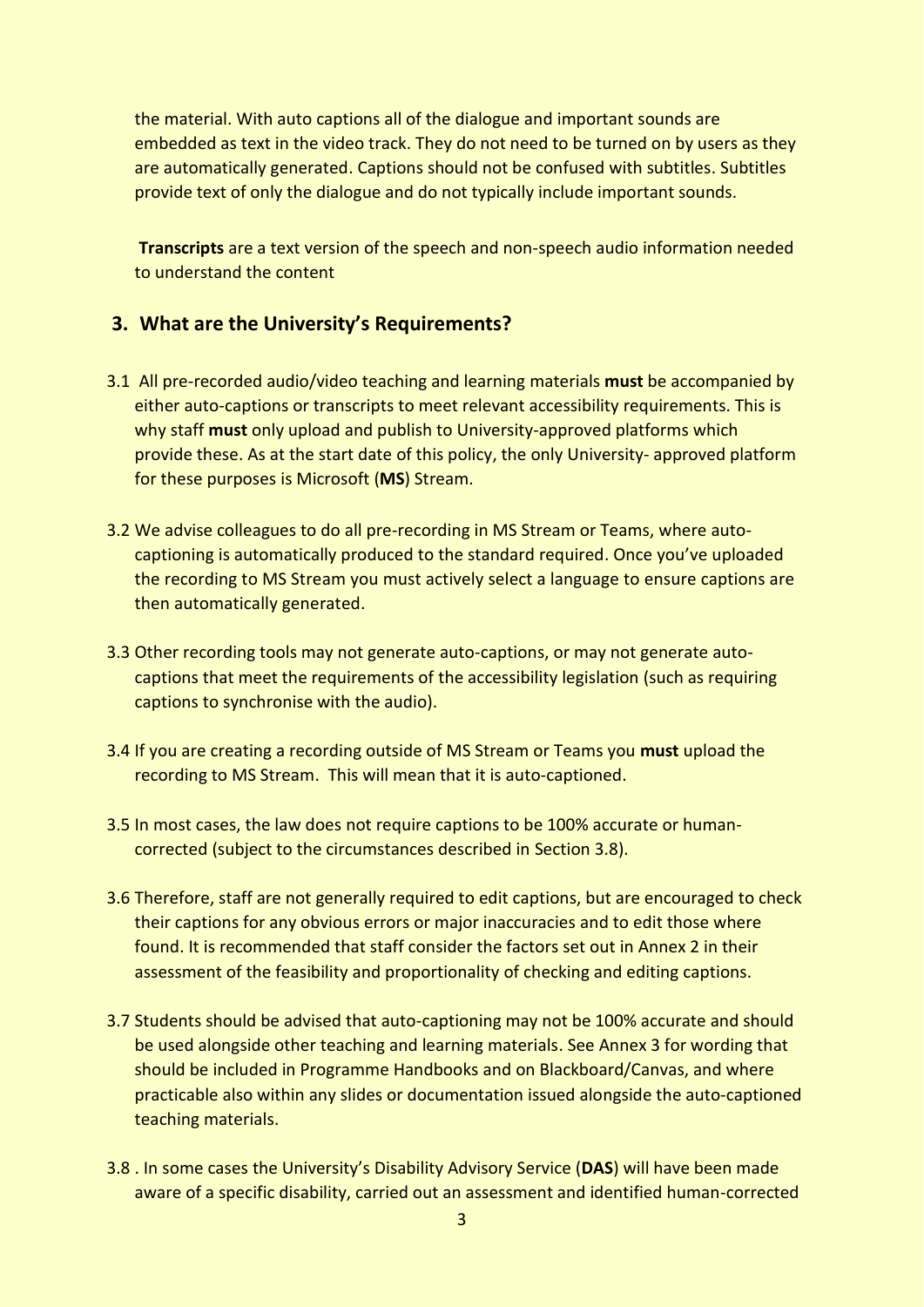the material. With auto captions all of the dialogue and important sounds are embedded as text in the video track. They do not need to be turned on by users as they are automatically generated. Captions should not be confused with subtitles. Subtitles provide text of only the dialogue and do not typically include important sounds.

**Transcripts** are a text version of the speech and non-speech audio information needed to understand the content

## 3. What are the University's Requirements?

3.1 All pre-recorded audio/video teaching and learning materials **must** be accompanied by either auto-captions or transcripts to meet relevant accessibility requirements. This is why staff **must** only upload and publish to University-approved platforms which provide these. As at the start date of this policy, the only University- approved platform for these purposes is Microsoft (**MS**) Stream.

3.2 We advise colleagues to do all pre-recording in MS Stream or Teams, where auto-captioning is automatically produced to the standard required. Once you've uploaded the recording to MS Stream you must actively select a language to ensure captions are then automatically generated.

3.3 Other recording tools may not generate auto-captions, or may not generate auto-captions that meet the requirements of the accessibility legislation (such as requiring captions to synchronise with the audio).

3.4 If you are creating a recording outside of MS Stream or Teams you **must** upload the recording to MS Stream. This will mean that it is auto-captioned.

3.5 In most cases, the law does not require captions to be 100% accurate or human-corrected (subject to the circumstances described in Section 3.8).

3.6 Therefore, staff are not generally required to edit captions, but are encouraged to check their captions for any obvious errors or major inaccuracies and to edit those where found. It is recommended that staff consider the factors set out in Annex 2 in their assessment of the feasibility and proportionality of checking and editing captions.

3.7 Students should be advised that auto-captioning may not be 100% accurate and should be used alongside other teaching and learning materials. See Annex 3 for wording that should be included in Programme Handbooks and on Blackboard/Canvas, and where practicable also within any slides or documentation issued alongside the auto-captioned teaching materials.

3.8 . In some cases the University's Disability Advisory Service (**DAS**) will have been made aware of a specific disability, carried out an assessment and identified human-corrected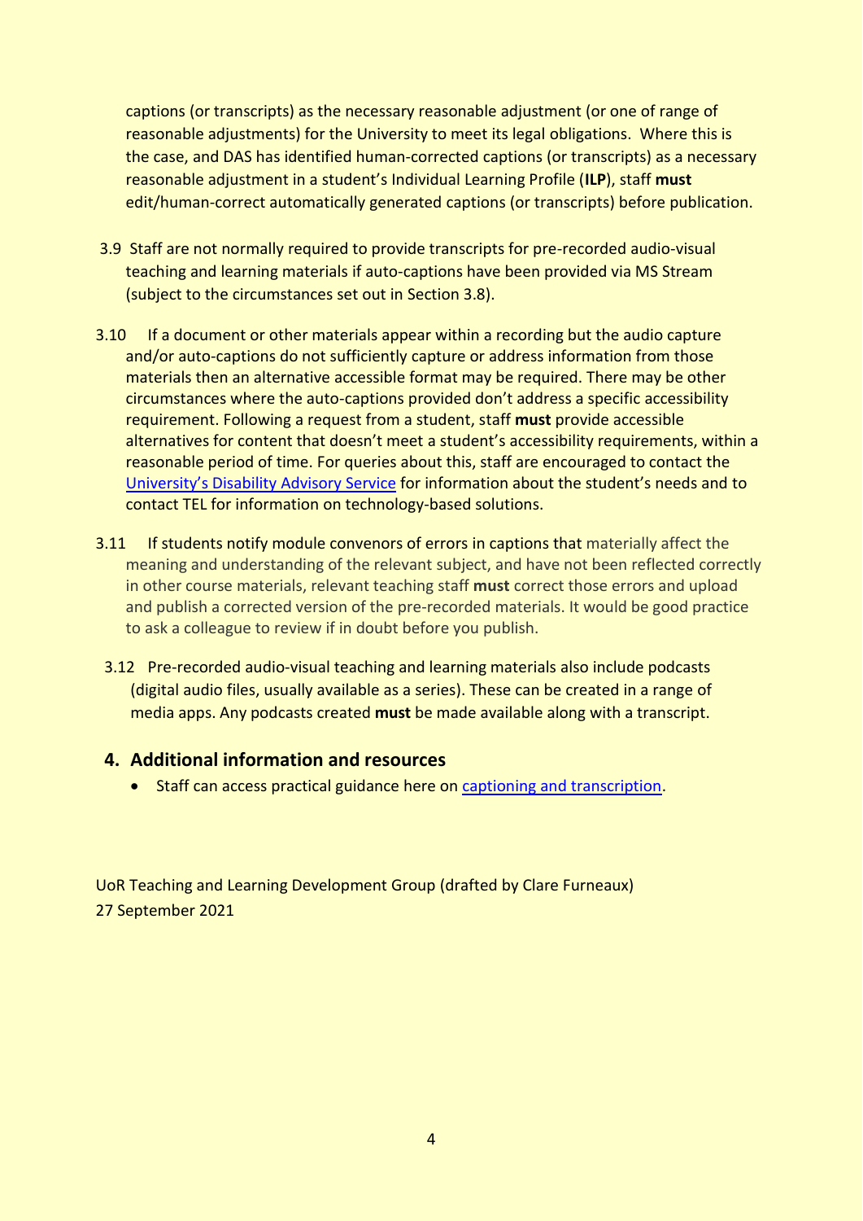captions (or transcripts) as the necessary reasonable adjustment (or one of range of reasonable adjustments) for the University to meet its legal obligations. Where this is the case, and DAS has identified human-corrected captions (or transcripts) as a necessary reasonable adjustment in a student's Individual Learning Profile (**ILP**), staff **must** edit/human-correct automatically generated captions (or transcripts) before publication.

3.9 Staff are not normally required to provide transcripts for pre-recorded audio-visual teaching and learning materials if auto-captions have been provided via MS Stream (subject to the circumstances set out in Section 3.8).

3.10 If a document or other materials appear within a recording but the audio capture and/or auto-captions do not sufficiently capture or address information from those materials then an alternative accessible format may be required. There may be other circumstances where the auto-captions provided don't address a specific accessibility requirement. Following a request from a student, staff **must** provide accessible alternatives for content that doesn't meet a student's accessibility requirements, within a reasonable period of time. For queries about this, staff are encouraged to contact the University's Disability Advisory Service for information about the student's needs and to contact TEL for information on technology-based solutions.

3.11 If students notify module convenors of errors in captions that materially affect the meaning and understanding of the relevant subject, and have not been reflected correctly in other course materials, relevant teaching staff **must** correct those errors and upload and publish a corrected version of the pre-recorded materials. It would be good practice to ask a colleague to review if in doubt before you publish.

3.12 Pre-recorded audio-visual teaching and learning materials also include podcasts (digital audio files, usually available as a series). These can be created in a range of media apps. Any podcasts created **must** be made available along with a transcript.

## 4. Additional information and resources

- Staff can access practical guidance here on captioning and transcription.

UoR Teaching and Learning Development Group (drafted by Clare Furneaux)
27 September 2021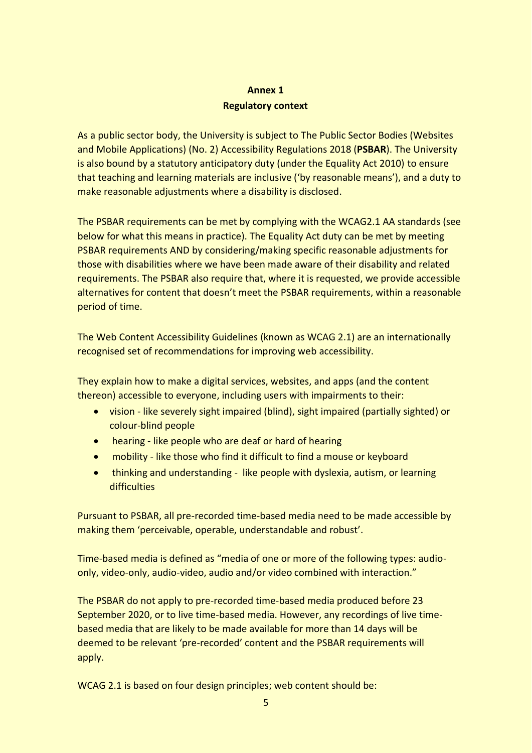**Annex 1**

**Regulatory context**

As a public sector body, the University is subject to The Public Sector Bodies (Websites and Mobile Applications) (No. 2) Accessibility Regulations 2018 (**PSBAR**). The University is also bound by a statutory anticipatory duty (under the Equality Act 2010) to ensure that teaching and learning materials are inclusive ('by reasonable means'), and a duty to make reasonable adjustments where a disability is disclosed.

The PSBAR requirements can be met by complying with the WCAG2.1 AA standards (see below for what this means in practice). The Equality Act duty can be met by meeting PSBAR requirements AND by considering/making specific reasonable adjustments for those with disabilities where we have been made aware of their disability and related requirements. The PSBAR also require that, where it is requested, we provide accessible alternatives for content that doesn't meet the PSBAR requirements, within a reasonable period of time.

The Web Content Accessibility Guidelines (known as WCAG 2.1) are an internationally recognised set of recommendations for improving web accessibility.

They explain how to make a digital services, websites, and apps (and the content thereon) accessible to everyone, including users with impairments to their:

- vision - like severely sight impaired (blind), sight impaired (partially sighted) or colour-blind people
- hearing - like people who are deaf or hard of hearing
- mobility - like those who find it difficult to find a mouse or keyboard
- thinking and understanding - like people with dyslexia, autism, or learning difficulties

Pursuant to PSBAR, all pre-recorded time-based media need to be made accessible by making them 'perceivable, operable, understandable and robust'.

Time-based media is defined as "media of one or more of the following types: audio-only, video-only, audio-video, audio and/or video combined with interaction."

The PSBAR do not apply to pre-recorded time-based media produced before 23 September 2020, or to live time-based media. However, any recordings of live time-based media that are likely to be made available for more than 14 days will be deemed to be relevant 'pre-recorded' content and the PSBAR requirements will apply.

WCAG 2.1 is based on four design principles; web content should be: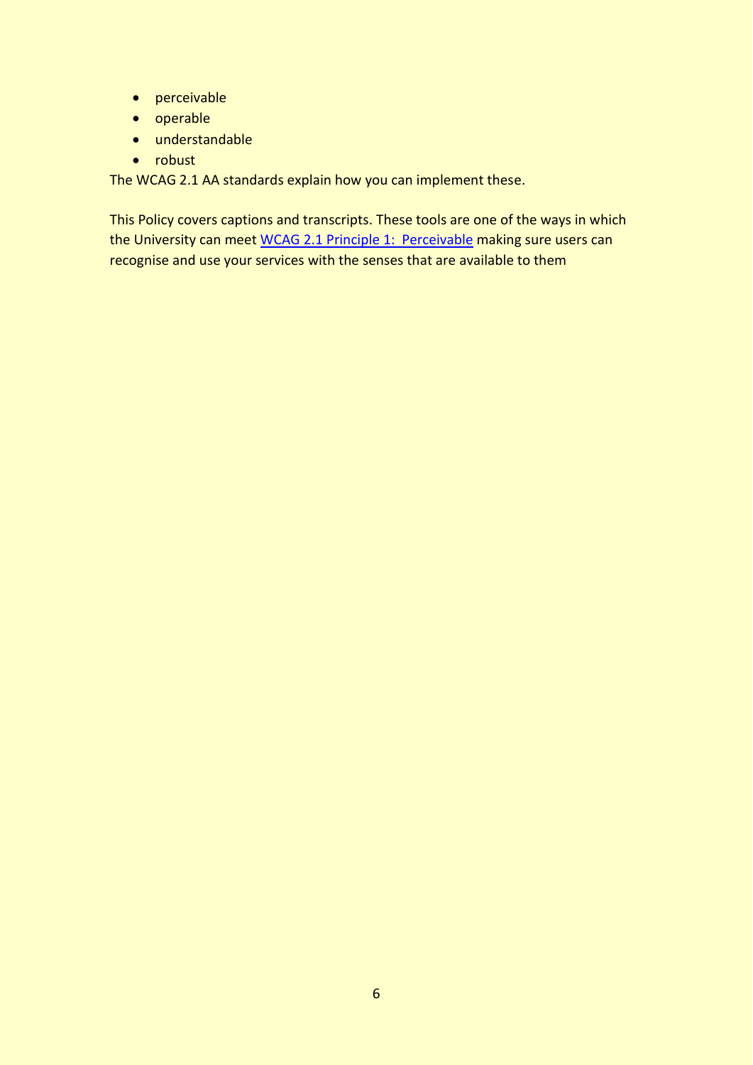- perceivable
- operable
- understandable
- robust

The WCAG 2.1 AA standards explain how you can implement these.

This Policy covers captions and transcripts. These tools are one of the ways in which the University can meet [WCAG 2.1 Principle 1: Perceivable] making sure users can recognise and use your services with the senses that are available to them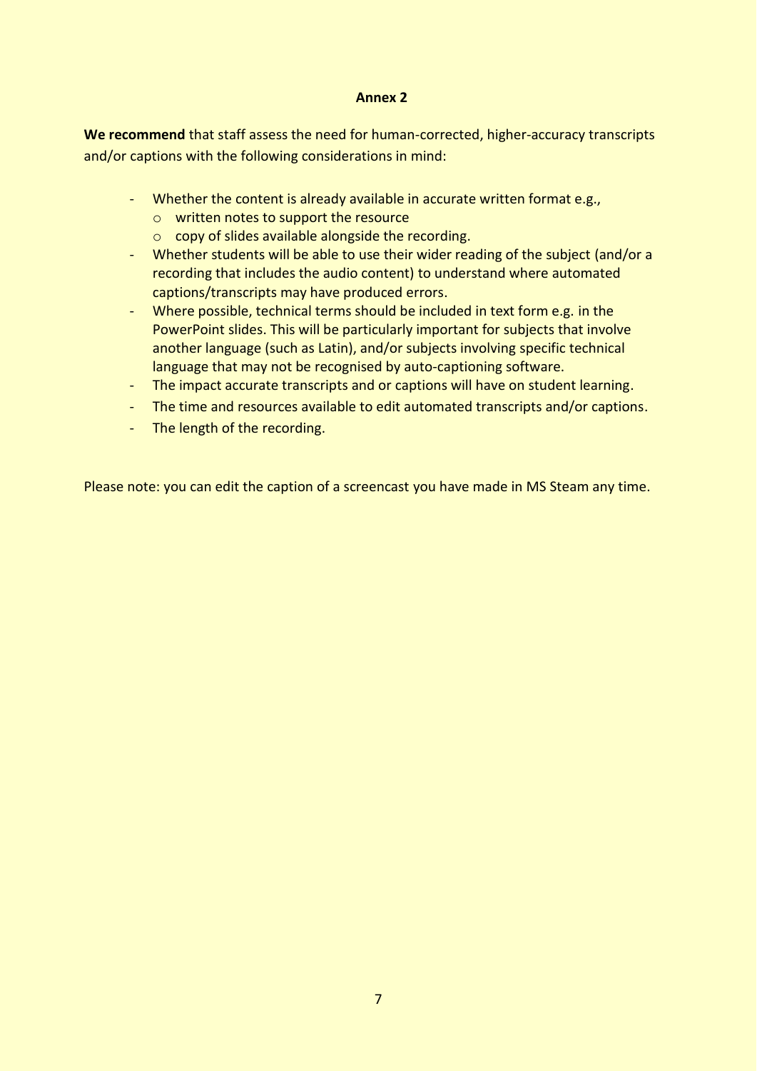## Annex 2

**We recommend** that staff assess the need for human-corrected, higher-accuracy transcripts and/or captions with the following considerations in mind:

- Whether the content is already available in accurate written format e.g.,
  - written notes to support the resource
  - copy of slides available alongside the recording.
- Whether students will be able to use their wider reading of the subject (and/or a recording that includes the audio content) to understand where automated captions/transcripts may have produced errors.
- Where possible, technical terms should be included in text form e.g. in the PowerPoint slides. This will be particularly important for subjects that involve another language (such as Latin), and/or subjects involving specific technical language that may not be recognised by auto-captioning software.
- The impact accurate transcripts and or captions will have on student learning.
- The time and resources available to edit automated transcripts and/or captions.
- The length of the recording.

Please note: you can edit the caption of a screencast you have made in MS Steam any time.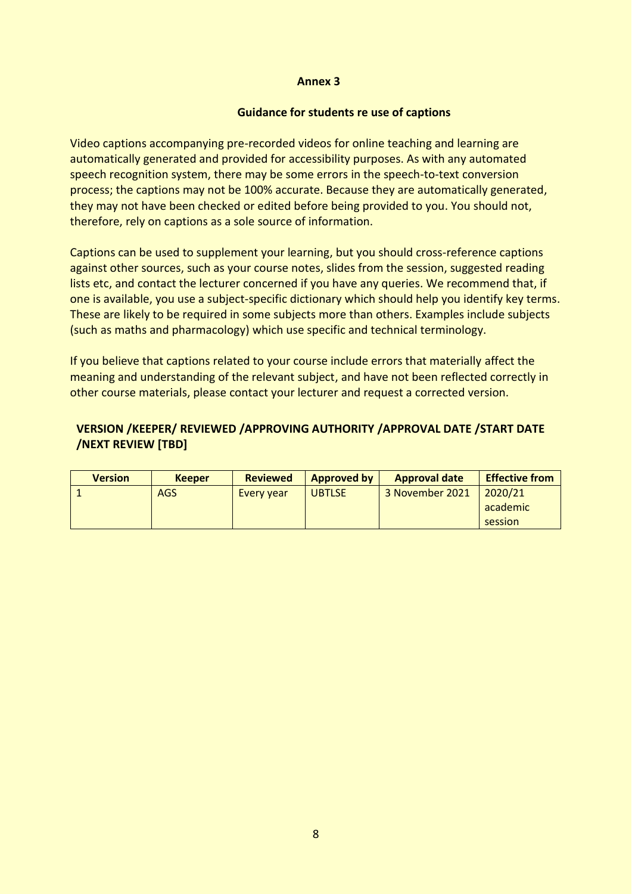**Annex 3**

**Guidance for students re use of captions**

Video captions accompanying pre-recorded videos for online teaching and learning are automatically generated and provided for accessibility purposes. As with any automated speech recognition system, there may be some errors in the speech-to-text conversion process; the captions may not be 100% accurate. Because they are automatically generated, they may not have been checked or edited before being provided to you. You should not, therefore, rely on captions as a sole source of information.

Captions can be used to supplement your learning, but you should cross-reference captions against other sources, such as your course notes, slides from the session, suggested reading lists etc, and contact the lecturer concerned if you have any queries. We recommend that, if one is available, you use a subject-specific dictionary which should help you identify key terms. These are likely to be required in some subjects more than others. Examples include subjects (such as maths and pharmacology) which use specific and technical terminology.

If you believe that captions related to your course include errors that materially affect the meaning and understanding of the relevant subject, and have not been reflected correctly in other course materials, please contact your lecturer and request a corrected version.

**VERSION /KEEPER/ REVIEWED /APPROVING AUTHORITY /APPROVAL DATE /START DATE /NEXT REVIEW [TBD]**

| Version | Keeper | Reviewed | Approved by | Approval date | Effective from |
|---|---|---|---|---|---|
| 1 | AGS | Every year | UBTLSE | 3 November 2021 | 2020/21 academic session |